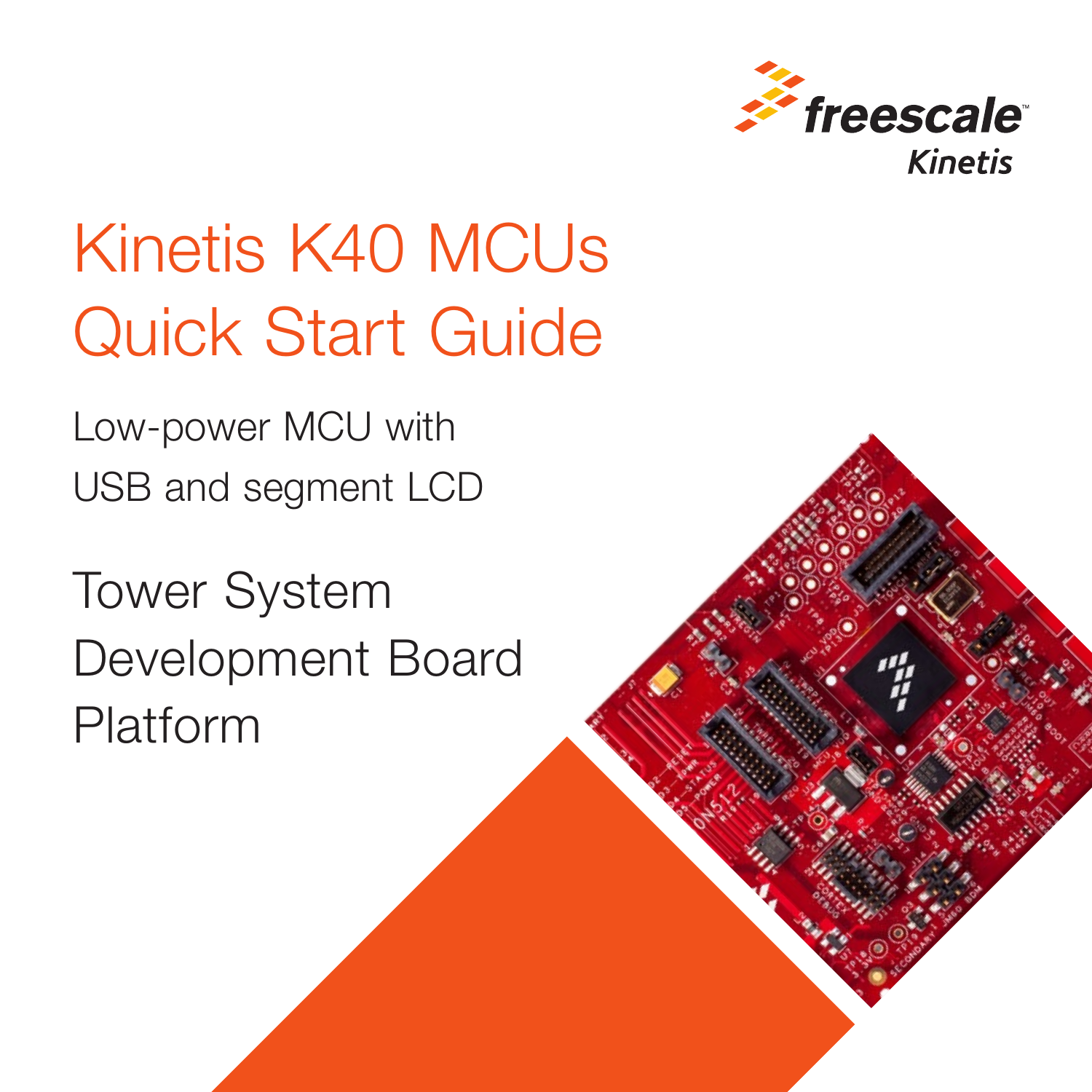freescale
Kinetis

# Kinetis K40 MCUs Quick Start Guide

Low-power MCU with USB and segment LCD

## Tower System Development Board Platform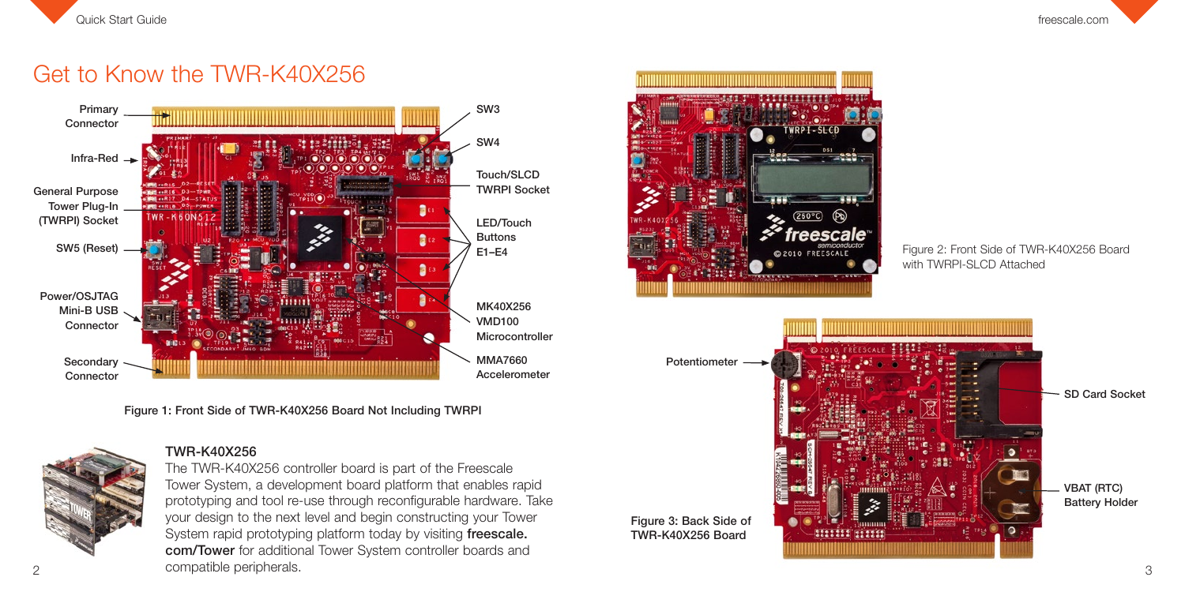# Get to Know the TWR-K40X256

Primary Connector

Infra-Red

General Purpose Tower Plug-In (TWRPI) Socket

SW5 (Reset)

Power/OSJTAG Mini-B USB Connector

Secondary Connector

SW3

SW4

Touch/SLCD TWRPI Socket

LED/Touch Buttons E1–E4

MK40X256 VMD100 Microcontroller

MMA7660 Accelerometer

**Figure 1: Front Side of TWR-K40X256 Board Not Including TWRPI**

### TWR-K40X256

The TWR-K40X256 controller board is part of the Freescale Tower System, a development board platform that enables rapid prototyping and tool re-use through reconfigurable hardware. Take your design to the next level and begin constructing your Tower System rapid prototyping platform today by visiting **freescale.com/Tower** for additional Tower System controller boards and compatible peripherals.

Figure 2: Front Side of TWR-K40X256 Board with TWRPI-SLCD Attached

Potentiometer

SD Card Socket

VBAT (RTC) Battery Holder

**Figure 3: Back Side of TWR-K40X256 Board**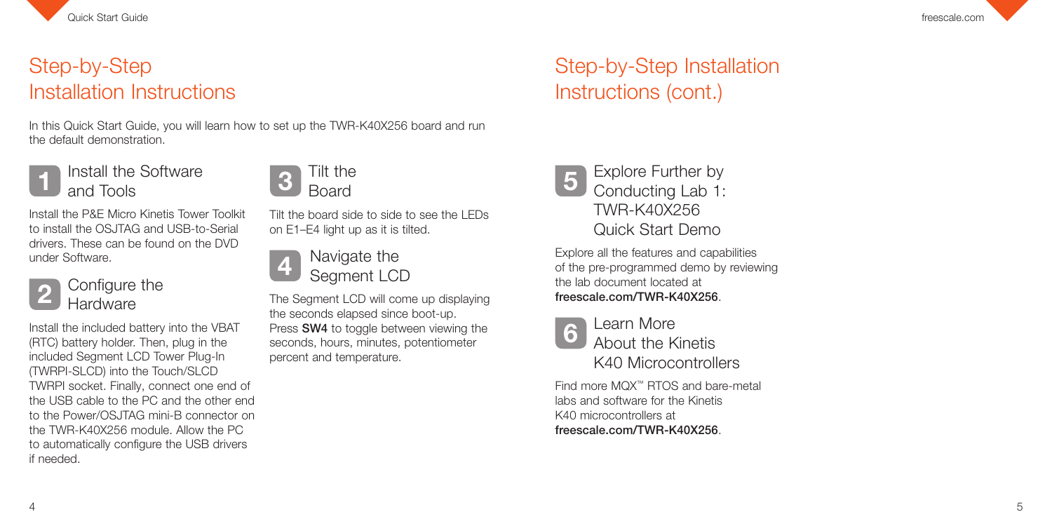## Step-by-Step Installation Instructions

In this Quick Start Guide, you will learn how to set up the TWR-K40X256 board and run the default demonstration.

### 1 Install the Software and Tools

Install the P&E Micro Kinetis Tower Toolkit to install the OSJTAG and USB-to-Serial drivers. These can be found on the DVD under Software.

### 2 Configure the Hardware

Install the included battery into the VBAT (RTC) battery holder. Then, plug in the included Segment LCD Tower Plug-In (TWRPI-SLCD) into the Touch/SLCD TWRPI socket. Finally, connect one end of the USB cable to the PC and the other end to the Power/OSJTAG mini-B connector on the TWR-K40X256 module. Allow the PC to automatically configure the USB drivers if needed.

### 3 Tilt the Board

Tilt the board side to side to see the LEDs on E1–E4 light up as it is tilted.

### 4 Navigate the Segment LCD

The Segment LCD will come up displaying the seconds elapsed since boot-up. Press **SW4** to toggle between viewing the seconds, hours, minutes, potentiometer percent and temperature.

## Step-by-Step Installation Instructions (cont.)

### 5 Explore Further by Conducting Lab 1: TWR-K40X256 Quick Start Demo

Explore all the features and capabilities of the pre-programmed demo by reviewing the lab document located at **freescale.com/TWR-K40X256**.

### 6 Learn More About the Kinetis K40 Microcontrollers

Find more MQX™ RTOS and bare-metal labs and software for the Kinetis K40 microcontrollers at **freescale.com/TWR-K40X256**.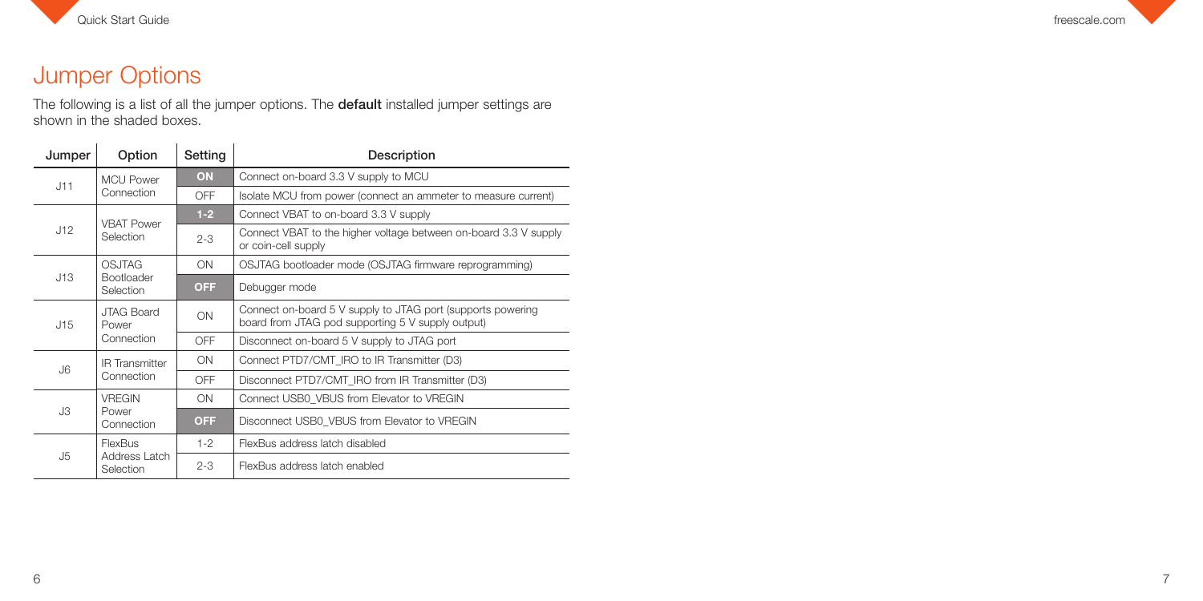# Jumper Options

The following is a list of all the jumper options. The **default** installed jumper settings are shown in the shaded boxes.

| Jumper | Option | Setting | Description |
| --- | --- | --- | --- |
| J11 | MCU Power Connection | **ON** | Connect on-board 3.3 V supply to MCU |
| | | OFF | Isolate MCU from power (connect an ammeter to measure current) |
| J12 | VBAT Power Selection | **1-2** | Connect VBAT to on-board 3.3 V supply |
| | | 2-3 | Connect VBAT to the higher voltage between on-board 3.3 V supply or coin-cell supply |
| J13 | OSJTAG Bootloader Selection | ON | OSJTAG bootloader mode (OSJTAG firmware reprogramming) |
| | | **OFF** | Debugger mode |
| J15 | JTAG Board Power Connection | ON | Connect on-board 5 V supply to JTAG port (supports powering board from JTAG pod supporting 5 V supply output) |
| | | OFF | Disconnect on-board 5 V supply to JTAG port |
| J6 | IR Transmitter Connection | ON | Connect PTD7/CMT_IRO to IR Transmitter (D3) |
| | | OFF | Disconnect PTD7/CMT_IRO from IR Transmitter (D3) |
| J3 | VREGIN Power Connection | ON | Connect USB0_VBUS from Elevator to VREGIN |
| | | **OFF** | Disconnect USB0_VBUS from Elevator to VREGIN |
| J5 | FlexBus Address Latch Selection | 1-2 | FlexBus address latch disabled |
| | | 2-3 | FlexBus address latch enabled |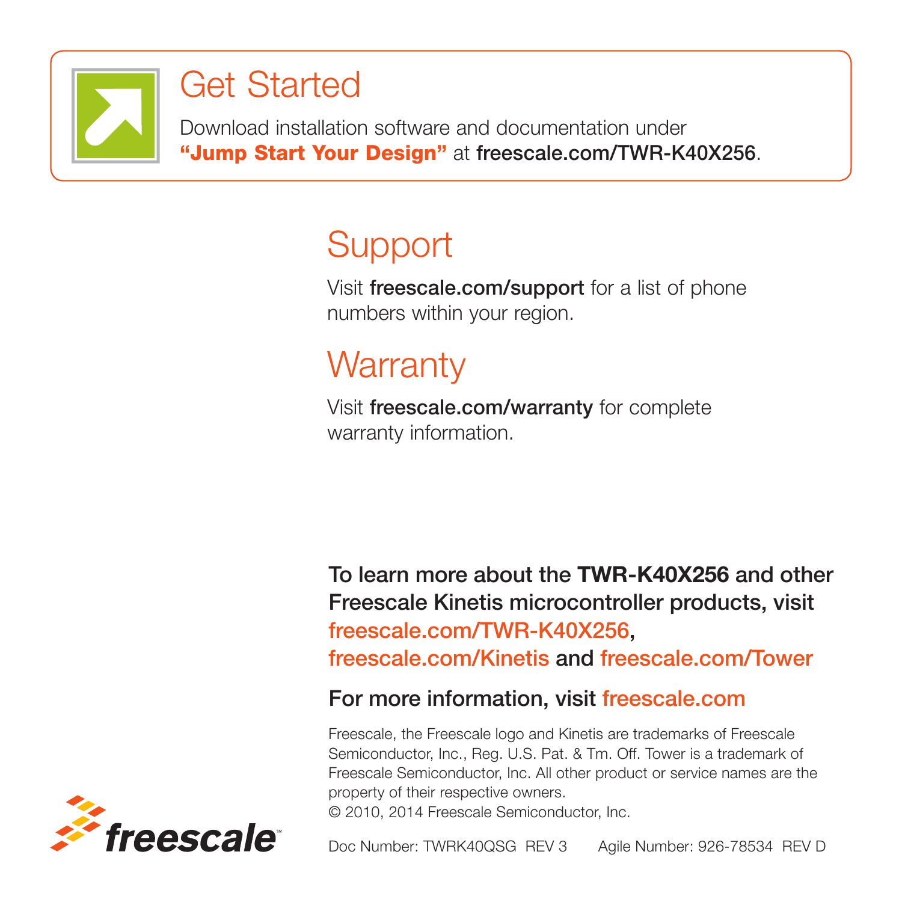## Get Started

Download installation software and documentation under **“Jump Start Your Design”** at **freescale.com/TWR-K40X256**.

## Support

Visit **freescale.com/support** for a list of phone numbers within your region.

## Warranty

Visit **freescale.com/warranty** for complete warranty information.

**To learn more about the TWR-K40X256 and other Freescale Kinetis microcontroller products, visit freescale.com/TWR-K40X256, freescale.com/Kinetis and freescale.com/Tower**

**For more information, visit freescale.com**

Freescale, the Freescale logo and Kinetis are trademarks of Freescale Semiconductor, Inc., Reg. U.S. Pat. & Tm. Off. Tower is a trademark of Freescale Semiconductor, Inc. All other product or service names are the property of their respective owners.
© 2010, 2014 Freescale Semiconductor, Inc.

Doc Number: TWRK40QSG REV 3 Agile Number: 926-78534 REV D